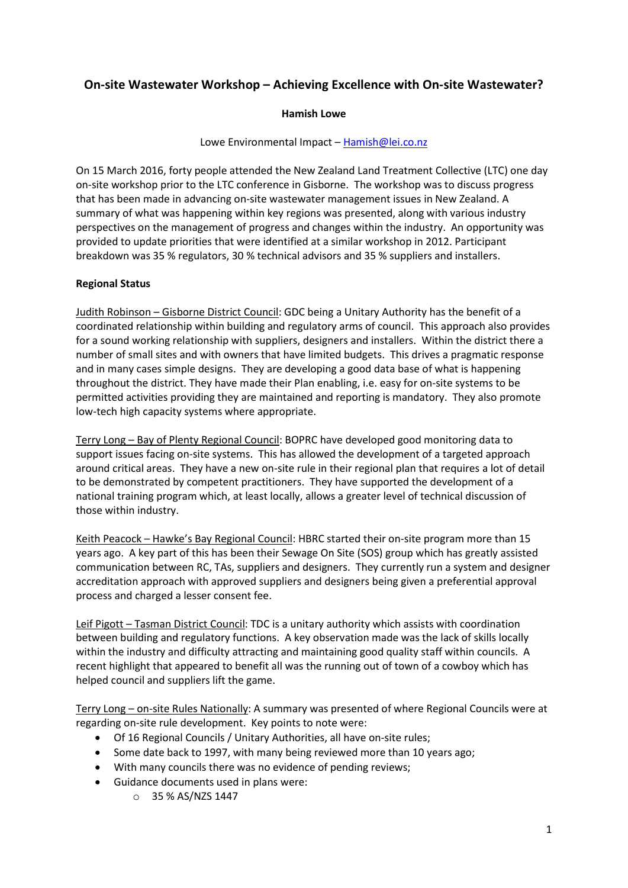# On-site Wastewater Workshop – Achieving Excellence with On-site Wastewater?

**Hamish Lowe**

Lowe Environmental Impact – Hamish@lei.co.nz

On 15 March 2016, forty people attended the New Zealand Land Treatment Collective (LTC) one day on-site workshop prior to the LTC conference in Gisborne. The workshop was to discuss progress that has been made in advancing on-site wastewater management issues in New Zealand. A summary of what was happening within key regions was presented, along with various industry perspectives on the management of progress and changes within the industry. An opportunity was provided to update priorities that were identified at a similar workshop in 2012. Participant breakdown was 35 % regulators, 30 % technical advisors and 35 % suppliers and installers.

**Regional Status**

Judith Robinson – Gisborne District Council: GDC being a Unitary Authority has the benefit of a coordinated relationship within building and regulatory arms of council. This approach also provides for a sound working relationship with suppliers, designers and installers. Within the district there a number of small sites and with owners that have limited budgets. This drives a pragmatic response and in many cases simple designs. They are developing a good data base of what is happening throughout the district. They have made their Plan enabling, i.e. easy for on-site systems to be permitted activities providing they are maintained and reporting is mandatory. They also promote low-tech high capacity systems where appropriate.

Terry Long – Bay of Plenty Regional Council: BOPRC have developed good monitoring data to support issues facing on-site systems. This has allowed the development of a targeted approach around critical areas. They have a new on-site rule in their regional plan that requires a lot of detail to be demonstrated by competent practitioners. They have supported the development of a national training program which, at least locally, allows a greater level of technical discussion of those within industry.

Keith Peacock – Hawke's Bay Regional Council: HBRC started their on-site program more than 15 years ago. A key part of this has been their Sewage On Site (SOS) group which has greatly assisted communication between RC, TAs, suppliers and designers. They currently run a system and designer accreditation approach with approved suppliers and designers being given a preferential approval process and charged a lesser consent fee.

Leif Pigott – Tasman District Council: TDC is a unitary authority which assists with coordination between building and regulatory functions. A key observation made was the lack of skills locally within the industry and difficulty attracting and maintaining good quality staff within councils. A recent highlight that appeared to benefit all was the running out of town of a cowboy which has helped council and suppliers lift the game.

Terry Long – on-site Rules Nationally: A summary was presented of where Regional Councils were at regarding on-site rule development. Key points to note were:

- Of 16 Regional Councils / Unitary Authorities, all have on-site rules;
- Some date back to 1997, with many being reviewed more than 10 years ago;
- With many councils there was no evidence of pending reviews;
- Guidance documents used in plans were:
  - 35 % AS/NZS 1447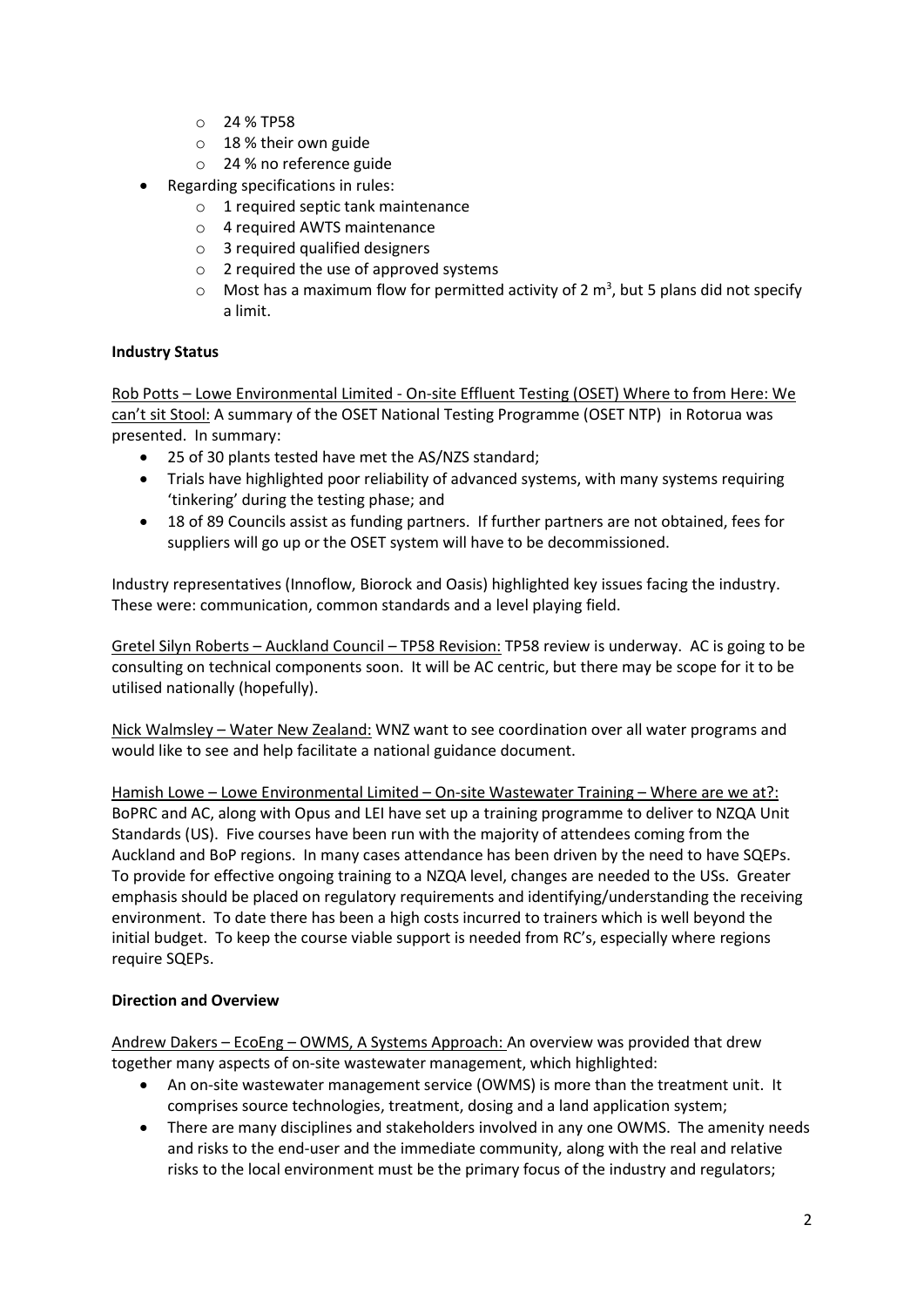- 24 % TP58
  - 18 % their own guide
  - 24 % no reference guide
- Regarding specifications in rules:
  - 1 required septic tank maintenance
  - 4 required AWTS maintenance
  - 3 required qualified designers
  - 2 required the use of approved systems
  - Most has a maximum flow for permitted activity of 2 $m^3$, but 5 plans did not specify a limit.

**Industry Status**

Rob Potts – Lowe Environmental Limited - On-site Effluent Testing (OSET) Where to from Here: We can't sit Stool: A summary of the OSET National Testing Programme (OSET NTP) in Rotorua was presented. In summary:

- 25 of 30 plants tested have met the AS/NZS standard;
- Trials have highlighted poor reliability of advanced systems, with many systems requiring 'tinkering' during the testing phase; and
- 18 of 89 Councils assist as funding partners. If further partners are not obtained, fees for suppliers will go up or the OSET system will have to be decommissioned.

Industry representatives (Innoflow, Biorock and Oasis) highlighted key issues facing the industry. These were: communication, common standards and a level playing field.

Gretel Silyn Roberts – Auckland Council – TP58 Revision: TP58 review is underway. AC is going to be consulting on technical components soon. It will be AC centric, but there may be scope for it to be utilised nationally (hopefully).

Nick Walmsley – Water New Zealand: WNZ want to see coordination over all water programs and would like to see and help facilitate a national guidance document.

Hamish Lowe – Lowe Environmental Limited – On-site Wastewater Training – Where are we at?: BoPRC and AC, along with Opus and LEI have set up a training programme to deliver to NZQA Unit Standards (US). Five courses have been run with the majority of attendees coming from the Auckland and BoP regions. In many cases attendance has been driven by the need to have SQEPs. To provide for effective ongoing training to a NZQA level, changes are needed to the USs. Greater emphasis should be placed on regulatory requirements and identifying/understanding the receiving environment. To date there has been a high costs incurred to trainers which is well beyond the initial budget. To keep the course viable support is needed from RC's, especially where regions require SQEPs.

**Direction and Overview**

Andrew Dakers – EcoEng – OWMS, A Systems Approach: An overview was provided that drew together many aspects of on-site wastewater management, which highlighted:

- An on-site wastewater management service (OWMS) is more than the treatment unit. It comprises source technologies, treatment, dosing and a land application system;
- There are many disciplines and stakeholders involved in any one OWMS. The amenity needs and risks to the end-user and the immediate community, along with the real and relative risks to the local environment must be the primary focus of the industry and regulators;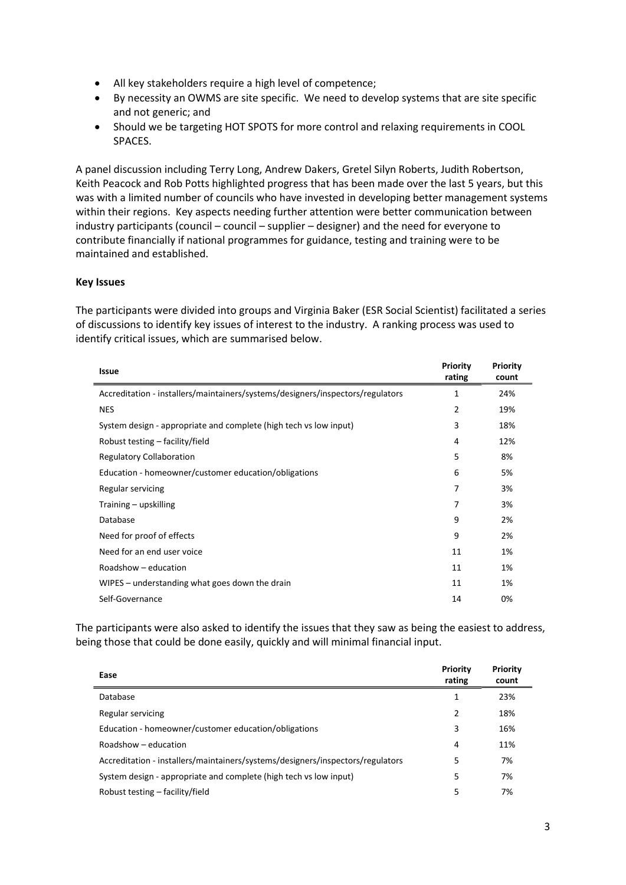- All key stakeholders require a high level of competence;
- By necessity an OWMS are site specific. We need to develop systems that are site specific and not generic; and
- Should we be targeting HOT SPOTS for more control and relaxing requirements in COOL SPACES.

A panel discussion including Terry Long, Andrew Dakers, Gretel Silyn Roberts, Judith Robertson, Keith Peacock and Rob Potts highlighted progress that has been made over the last 5 years, but this was with a limited number of councils who have invested in developing better management systems within their regions. Key aspects needing further attention were better communication between industry participants (council – council – supplier – designer) and the need for everyone to contribute financially if national programmes for guidance, testing and training were to be maintained and established.

**Key Issues**

The participants were divided into groups and Virginia Baker (ESR Social Scientist) facilitated a series of discussions to identify key issues of interest to the industry. A ranking process was used to identify critical issues, which are summarised below.

| Issue | Priority rating | Priority count |
|---|---|---|
| Accreditation - installers/maintainers/systems/designers/inspectors/regulators | 1 | 24% |
| NES | 2 | 19% |
| System design - appropriate and complete (high tech vs low input) | 3 | 18% |
| Robust testing – facility/field | 4 | 12% |
| Regulatory Collaboration | 5 | 8% |
| Education - homeowner/customer education/obligations | 6 | 5% |
| Regular servicing | 7 | 3% |
| Training – upskilling | 7 | 3% |
| Database | 9 | 2% |
| Need for proof of effects | 9 | 2% |
| Need for an end user voice | 11 | 1% |
| Roadshow – education | 11 | 1% |
| WIPES – understanding what goes down the drain | 11 | 1% |
| Self-Governance | 14 | 0% |

The participants were also asked to identify the issues that they saw as being the easiest to address, being those that could be done easily, quickly and will minimal financial input.

| Ease | Priority rating | Priority count |
|---|---|---|
| Database | 1 | 23% |
| Regular servicing | 2 | 18% |
| Education - homeowner/customer education/obligations | 3 | 16% |
| Roadshow – education | 4 | 11% |
| Accreditation - installers/maintainers/systems/designers/inspectors/regulators | 5 | 7% |
| System design - appropriate and complete (high tech vs low input) | 5 | 7% |
| Robust testing – facility/field | 5 | 7% |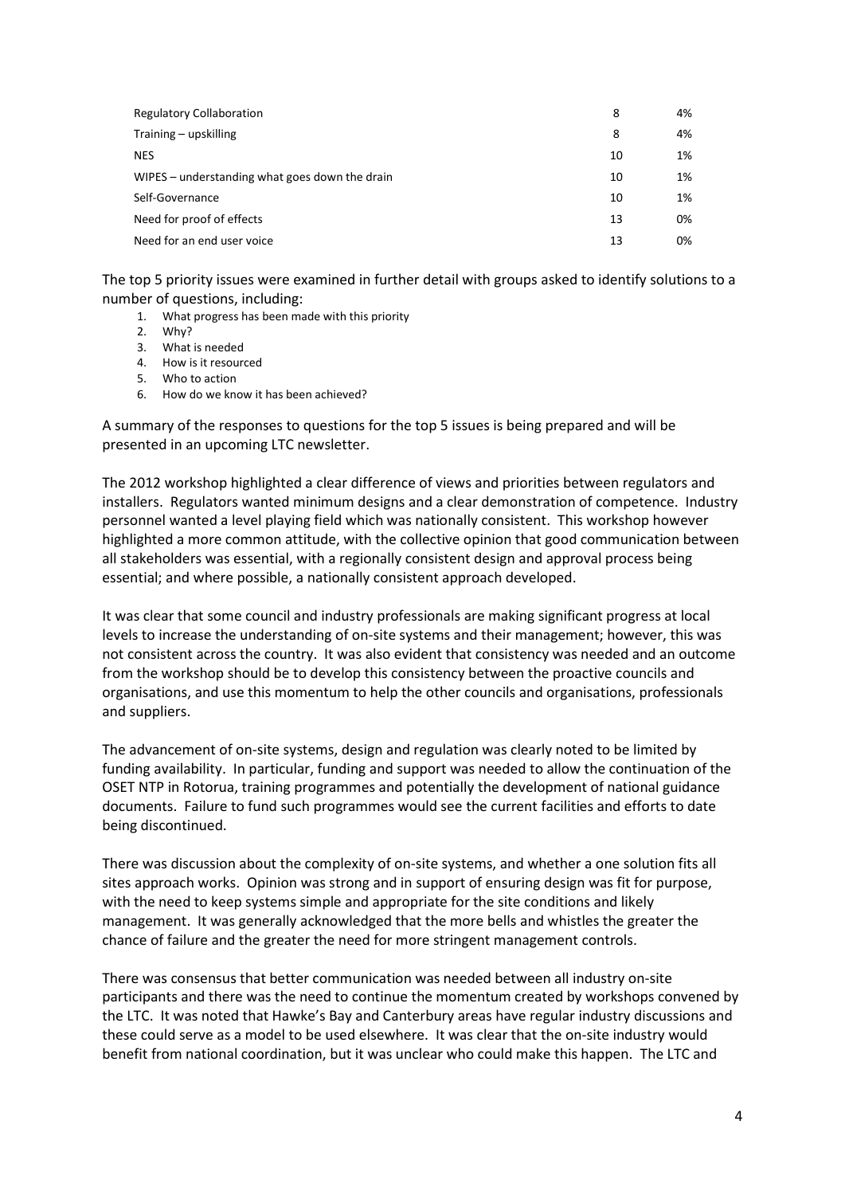| | | |
|---|---|---|
| Regulatory Collaboration | 8 | 4% |
| Training – upskilling | 8 | 4% |
| NES | 10 | 1% |
| WIPES – understanding what goes down the drain | 10 | 1% |
| Self-Governance | 10 | 1% |
| Need for proof of effects | 13 | 0% |
| Need for an end user voice | 13 | 0% |

The top 5 priority issues were examined in further detail with groups asked to identify solutions to a number of questions, including:

1. What progress has been made with this priority
2. Why?
3. What is needed
4. How is it resourced
5. Who to action
6. How do we know it has been achieved?

A summary of the responses to questions for the top 5 issues is being prepared and will be presented in an upcoming LTC newsletter.

The 2012 workshop highlighted a clear difference of views and priorities between regulators and installers. Regulators wanted minimum designs and a clear demonstration of competence. Industry personnel wanted a level playing field which was nationally consistent. This workshop however highlighted a more common attitude, with the collective opinion that good communication between all stakeholders was essential, with a regionally consistent design and approval process being essential; and where possible, a nationally consistent approach developed.

It was clear that some council and industry professionals are making significant progress at local levels to increase the understanding of on-site systems and their management; however, this was not consistent across the country. It was also evident that consistency was needed and an outcome from the workshop should be to develop this consistency between the proactive councils and organisations, and use this momentum to help the other councils and organisations, professionals and suppliers.

The advancement of on-site systems, design and regulation was clearly noted to be limited by funding availability. In particular, funding and support was needed to allow the continuation of the OSET NTP in Rotorua, training programmes and potentially the development of national guidance documents. Failure to fund such programmes would see the current facilities and efforts to date being discontinued.

There was discussion about the complexity of on-site systems, and whether a one solution fits all sites approach works. Opinion was strong and in support of ensuring design was fit for purpose, with the need to keep systems simple and appropriate for the site conditions and likely management. It was generally acknowledged that the more bells and whistles the greater the chance of failure and the greater the need for more stringent management controls.

There was consensus that better communication was needed between all industry on-site participants and there was the need to continue the momentum created by workshops convened by the LTC. It was noted that Hawke's Bay and Canterbury areas have regular industry discussions and these could serve as a model to be used elsewhere. It was clear that the on-site industry would benefit from national coordination, but it was unclear who could make this happen. The LTC and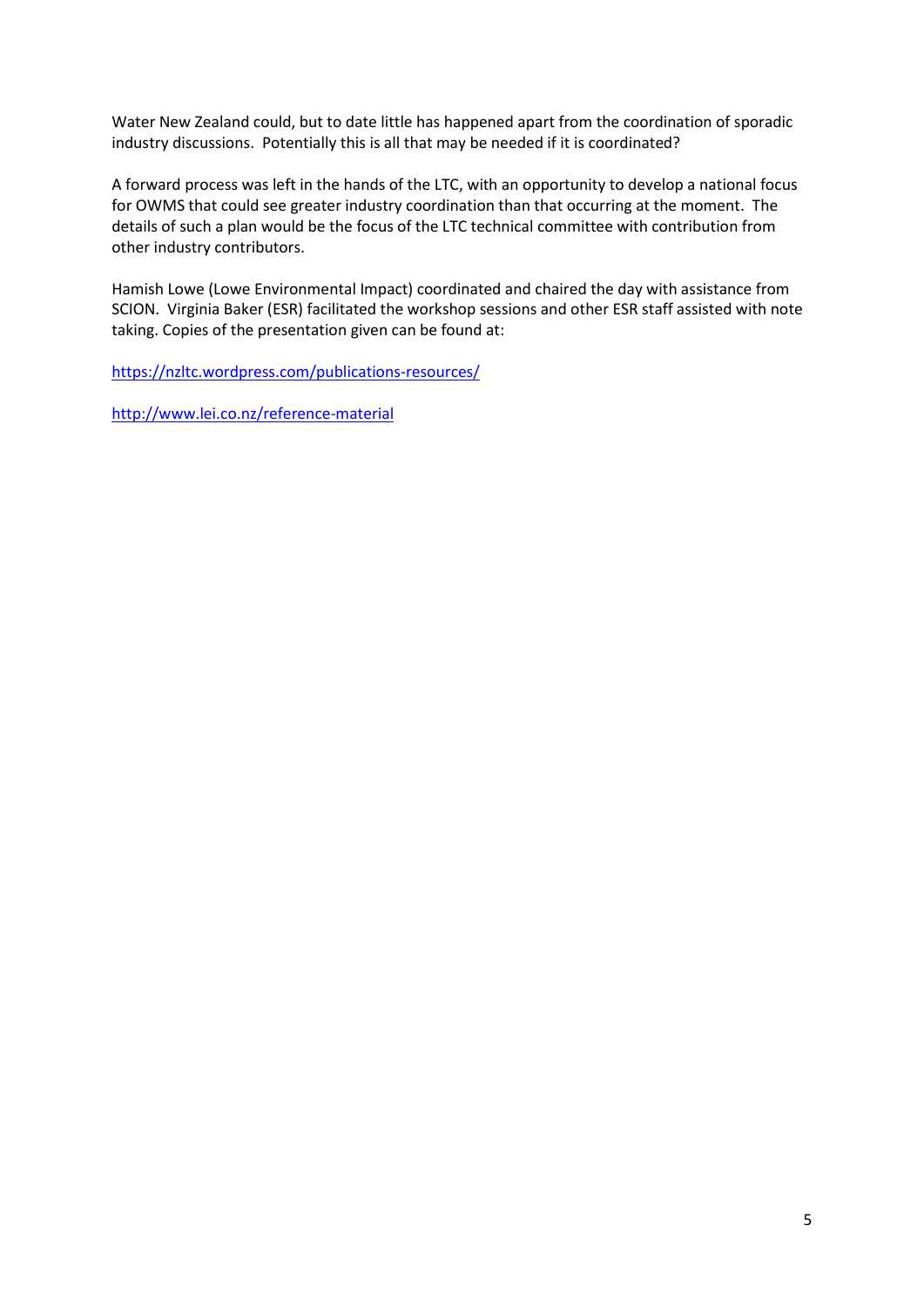Water New Zealand could, but to date little has happened apart from the coordination of sporadic industry discussions. Potentially this is all that may be needed if it is coordinated?

A forward process was left in the hands of the LTC, with an opportunity to develop a national focus for OWMS that could see greater industry coordination than that occurring at the moment. The details of such a plan would be the focus of the LTC technical committee with contribution from other industry contributors.

Hamish Lowe (Lowe Environmental Impact) coordinated and chaired the day with assistance from SCION. Virginia Baker (ESR) facilitated the workshop sessions and other ESR staff assisted with note taking. Copies of the presentation given can be found at:

https://nzltc.wordpress.com/publications-resources/

http://www.lei.co.nz/reference-material